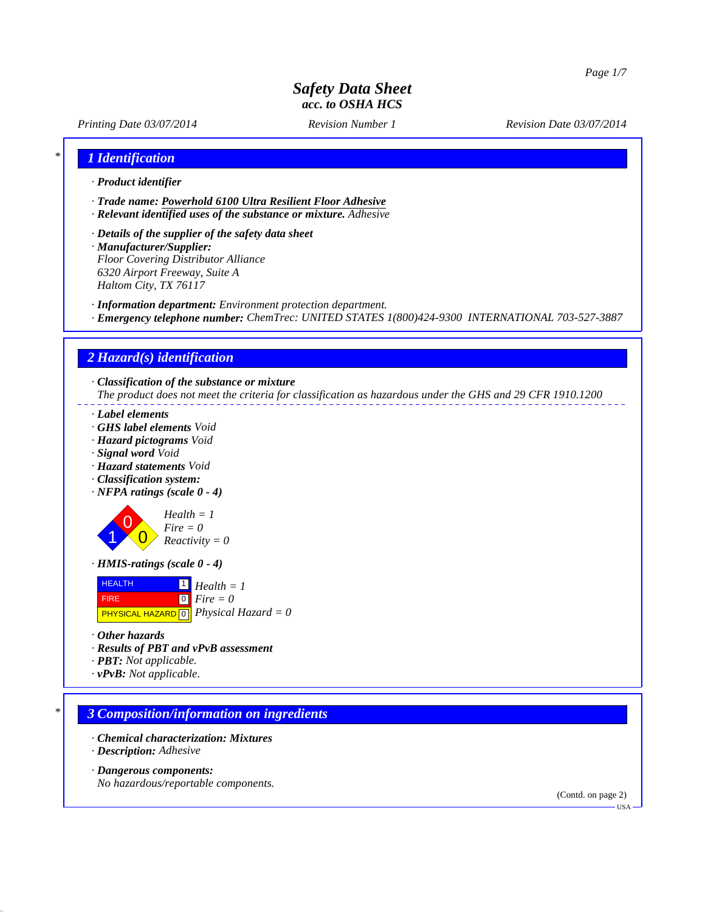# Safety Data Sheet
## acc. to OSHA HCS

*Printing Date 03/07/2014* *Revision Number 1* *Revision Date 03/07/2014*

## 1 Identification

· **Product identifier**

· **Trade name: Powerhold 6100 Ultra Resilient Floor Adhesive**
· **Relevant identified uses of the substance or mixture.** Adhesive

· **Details of the supplier of the safety data sheet**
· **Manufacturer/Supplier:**
Floor Covering Distributor Alliance
6320 Airport Freeway, Suite A
Haltom City, TX 76117

· **Information department:** Environment protection department.
· **Emergency telephone number:** ChemTrec: UNITED STATES 1(800)424-9300 INTERNATIONAL 703-527-3887

## 2 Hazard(s) identification

· **Classification of the substance or mixture**
The product does not meet the criteria for classification as hazardous under the GHS and 29 CFR 1910.1200

· **Label elements**
· **GHS label elements** Void
· **Hazard pictograms** Void
· **Signal word** Void
· **Hazard statements** Void
· **Classification system:**
· **NFPA ratings (scale 0 - 4)**

Health = 1
Fire = 0
Reactivity = 0

· **HMIS-ratings (scale 0 - 4)**

| | | |
|---|---|---|
| HEALTH | 1 | Health = 1 |
| FIRE | 0 | Fire = 0 |
| PHYSICAL HAZARD | 0 | Physical Hazard = 0 |

· **Other hazards**
· **Results of PBT and vPvB assessment**
· **PBT:** Not applicable.
· **vPvB:** Not applicable.

## 3 Composition/information on ingredients

· **Chemical characterization: Mixtures**
· **Description:** Adhesive

· **Dangerous components:**
No hazardous/reportable components.

(Contd. on page 2)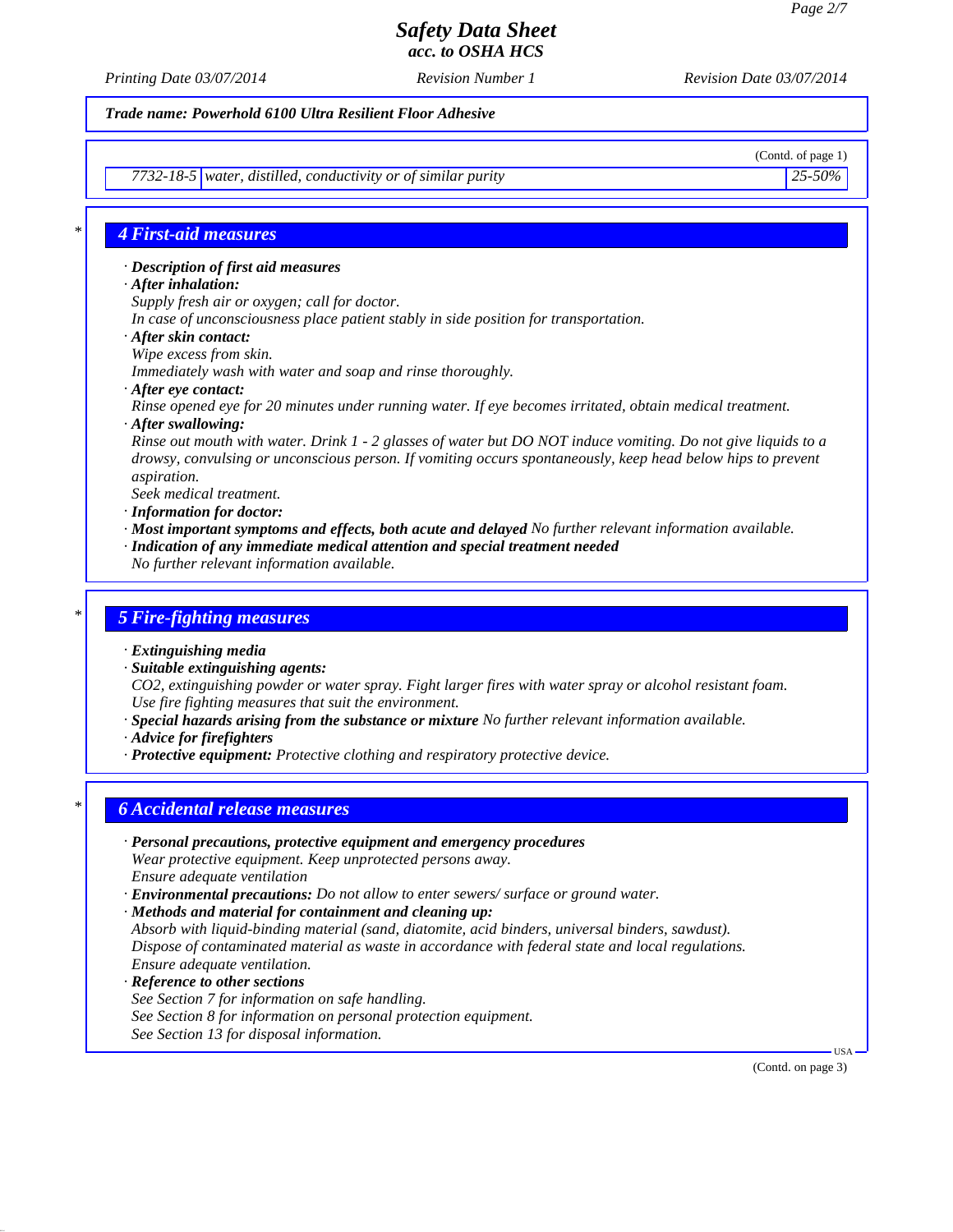**Trade name: Powerhold 6100 Ultra Resilient Floor Adhesive**

(Contd. of page 1)

| | | |
|---|---|---|
| 7732-18-5 | water, distilled, conductivity or of similar purity | 25-50% |

## 4 First-aid measures

· **Description of first aid measures**

· **After inhalation:**

Supply fresh air or oxygen; call for doctor.

In case of unconsciousness place patient stably in side position for transportation.

· **After skin contact:**

Wipe excess from skin.

Immediately wash with water and soap and rinse thoroughly.

· **After eye contact:**

Rinse opened eye for 20 minutes under running water. If eye becomes irritated, obtain medical treatment.

· **After swallowing:**

Rinse out mouth with water. Drink 1 - 2 glasses of water but DO NOT induce vomiting. Do not give liquids to a drowsy, convulsing or unconscious person. If vomiting occurs spontaneously, keep head below hips to prevent aspiration.

Seek medical treatment.

· **Information for doctor:**

· **Most important symptoms and effects, both acute and delayed** No further relevant information available.

· **Indication of any immediate medical attention and special treatment needed**

No further relevant information available.

## 5 Fire-fighting measures

· **Extinguishing media**

· **Suitable extinguishing agents:**

$CO_2$, extinguishing powder or water spray. Fight larger fires with water spray or alcohol resistant foam.

Use fire fighting measures that suit the environment.

· **Special hazards arising from the substance or mixture** No further relevant information available.

· **Advice for firefighters**

· **Protective equipment:** Protective clothing and respiratory protective device.

## 6 Accidental release measures

· **Personal precautions, protective equipment and emergency procedures**

Wear protective equipment. Keep unprotected persons away.

Ensure adequate ventilation

· **Environmental precautions:** Do not allow to enter sewers/ surface or ground water.

· **Methods and material for containment and cleaning up:**

Absorb with liquid-binding material (sand, diatomite, acid binders, universal binders, sawdust).

Dispose of contaminated material as waste in accordance with federal state and local regulations.

Ensure adequate ventilation.

· **Reference to other sections**

See Section 7 for information on safe handling.

See Section 8 for information on personal protection equipment.

See Section 13 for disposal information.

(Contd. on page 3)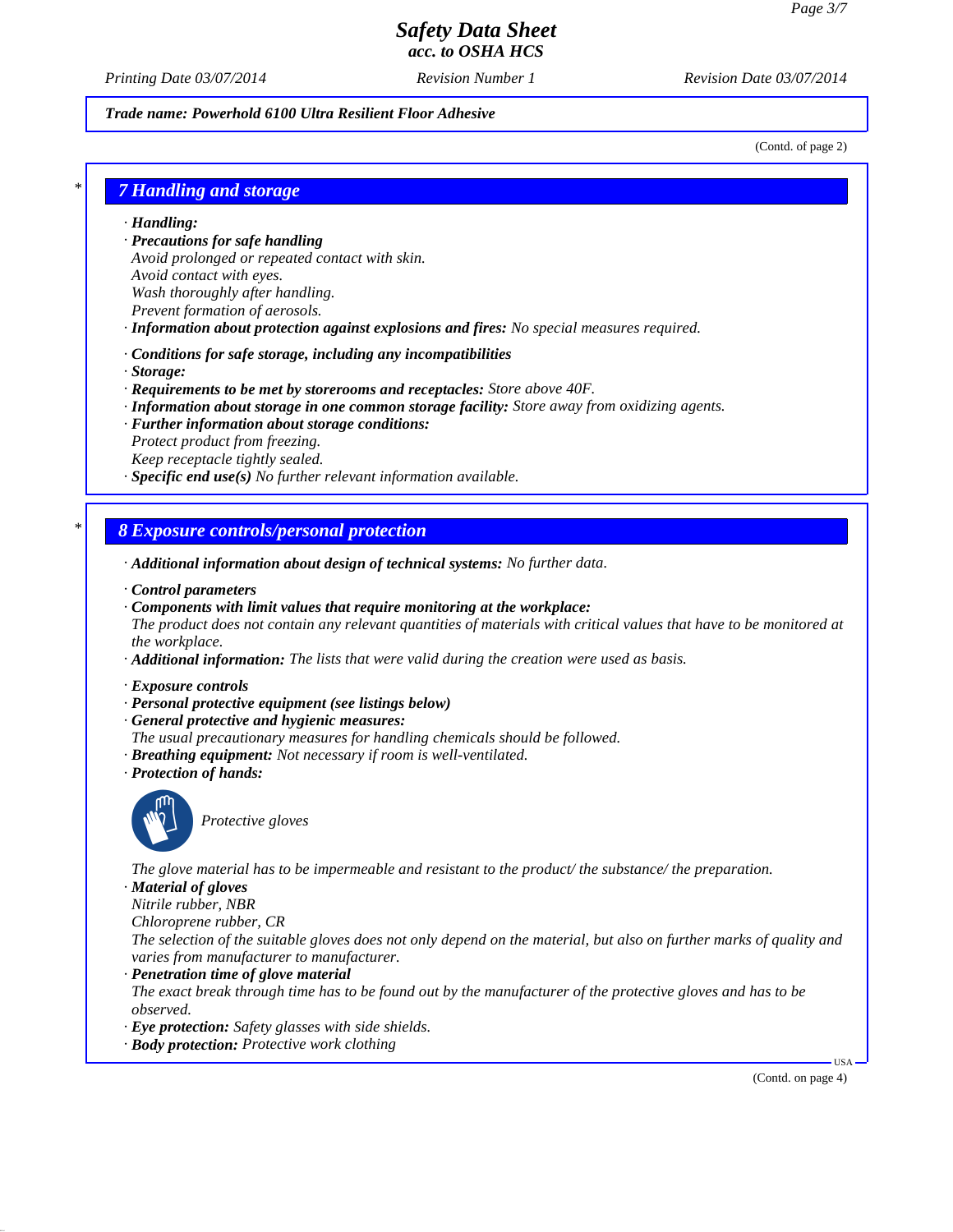*Trade name: Powerhold 6100 Ultra Resilient Floor Adhesive*

(Contd. of page 2)

## 7 Handling and storage

· **Handling:**
· **Precautions for safe handling**
Avoid prolonged or repeated contact with skin.
Avoid contact with eyes.
Wash thoroughly after handling.
Prevent formation of aerosols.
· **Information about protection against explosions and fires:** No special measures required.

· **Conditions for safe storage, including any incompatibilities**
· **Storage:**
· **Requirements to be met by storerooms and receptacles:** Store above 40F.
· **Information about storage in one common storage facility:** Store away from oxidizing agents.
· **Further information about storage conditions:**
Protect product from freezing.
Keep receptacle tightly sealed.
· **Specific end use(s)** No further relevant information available.

## 8 Exposure controls/personal protection

· **Additional information about design of technical systems:** No further data.

· **Control parameters**
· **Components with limit values that require monitoring at the workplace:**
The product does not contain any relevant quantities of materials with critical values that have to be monitored at the workplace.
· **Additional information:** The lists that were valid during the creation were used as basis.

· **Exposure controls**
· **Personal protective equipment (see listings below)**
· **General protective and hygienic measures:**
The usual precautionary measures for handling chemicals should be followed.
· **Breathing equipment:** Not necessary if room is well-ventilated.
· **Protection of hands:**

Protective gloves

The glove material has to be impermeable and resistant to the product/ the substance/ the preparation.
· **Material of gloves**
Nitrile rubber, NBR
Chloroprene rubber, CR
The selection of the suitable gloves does not only depend on the material, but also on further marks of quality and varies from manufacturer to manufacturer.
· **Penetration time of glove material**
The exact break through time has to be found out by the manufacturer of the protective gloves and has to be observed.
· **Eye protection:** Safety glasses with side shields.
· **Body protection:** Protective work clothing

(Contd. on page 4)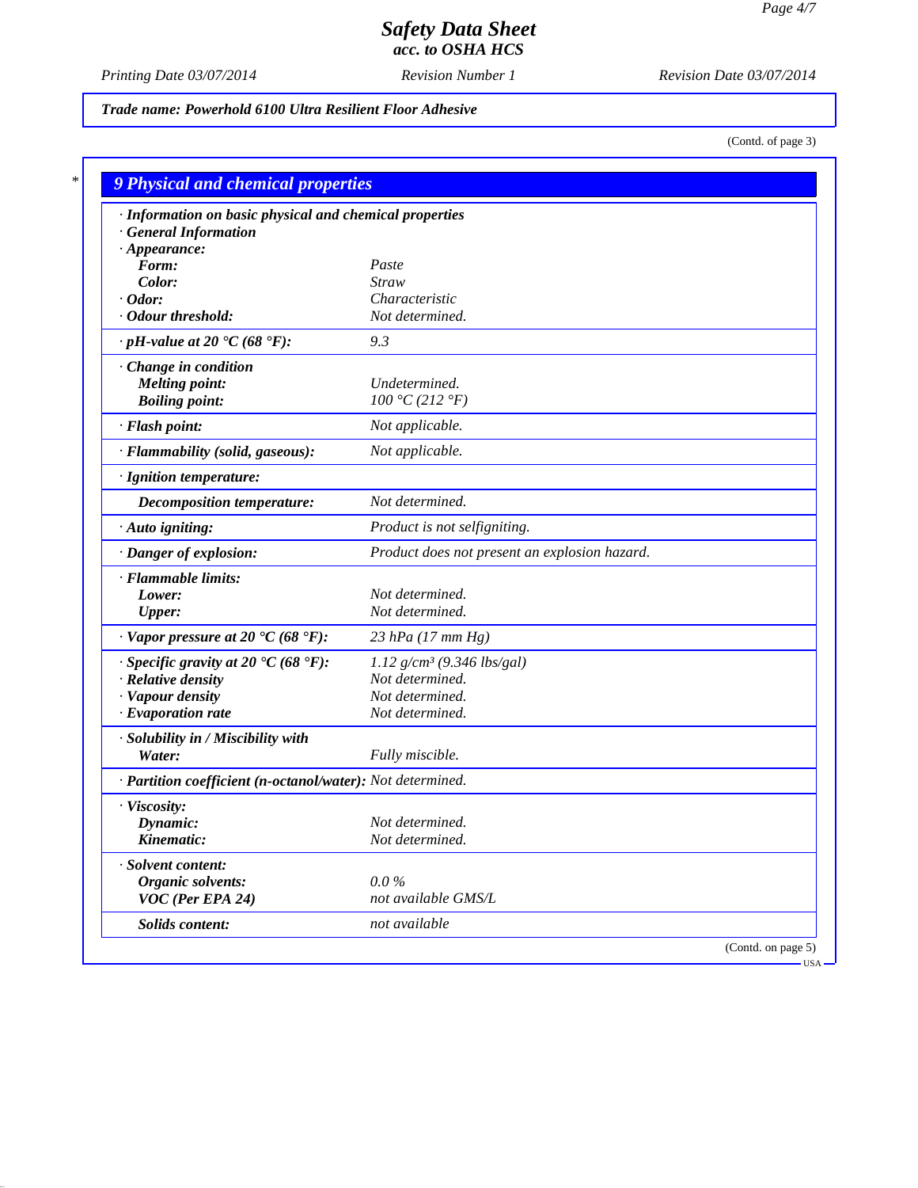**Trade name: Powerhold 6100 Ultra Resilient Floor Adhesive**

(Contd. of page 3)

## 9 Physical and chemical properties

| Property | Value |
|---|---|
| · **Information on basic physical and chemical properties** | |
| · **General Information** | |
| · **Appearance:** | |
| **Form:** | Paste |
| **Color:** | Straw |
| · **Odor:** | Characteristic |
| · **Odour threshold:** | Not determined. |
| · **pH-value at 20 °C (68 °F):** | 9.3 |
| · **Change in condition** | |
| **Melting point:** | Undetermined. |
| **Boiling point:** | 100 °C (212 °F) |
| · **Flash point:** | Not applicable. |
| · **Flammability (solid, gaseous):** | Not applicable. |
| · **Ignition temperature:** | |
| **Decomposition temperature:** | Not determined. |
| · **Auto igniting:** | Product is not selfigniting. |
| · **Danger of explosion:** | Product does not present an explosion hazard. |
| · **Flammable limits:** | |
| **Lower:** | Not determined. |
| **Upper:** | Not determined. |
| · **Vapor pressure at 20 °C (68 °F):** | 23 hPa (17 mm Hg) |
| · **Specific gravity at 20 °C (68 °F):** | 1.12 g/cm³ (9.346 lbs/gal) |
| · **Relative density** | Not determined. |
| · **Vapour density** | Not determined. |
| · **Evaporation rate** | Not determined. |
| · **Solubility in / Miscibility with** | |
| **Water:** | Fully miscible. |
| · **Partition coefficient (n-octanol/water):** | Not determined. |
| · **Viscosity:** | |
| **Dynamic:** | Not determined. |
| **Kinematic:** | Not determined. |
| · **Solvent content:** | |
| **Organic solvents:** | 0.0 % |
| **VOC (Per EPA 24)** | not available GMS/L |
| **Solids content:** | not available |

(Contd. on page 5)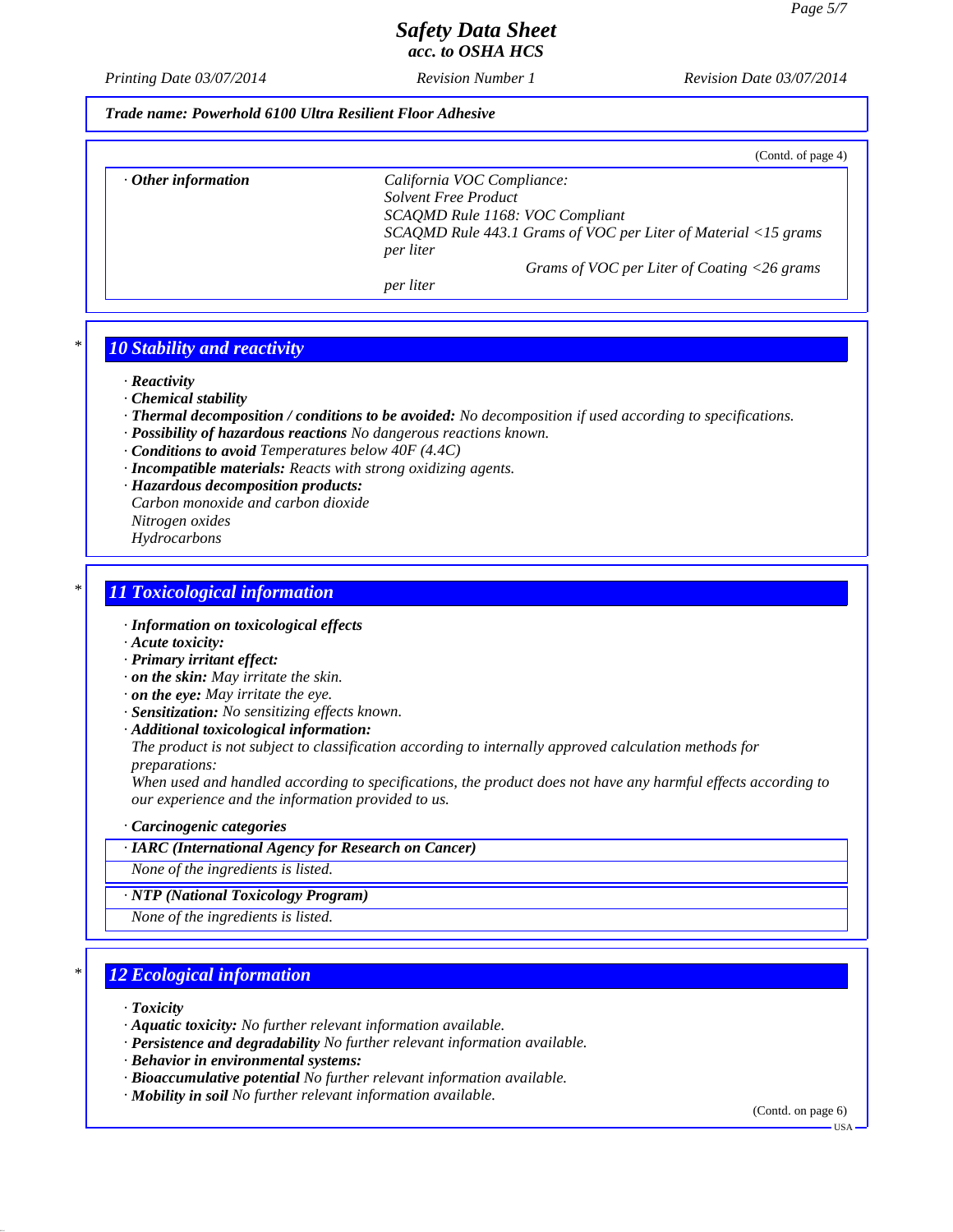(Contd. of page 4)

| · **Other information** | California VOC Compliance: Solvent Free Product SCAQMD Rule 1168: VOC Compliant SCAQMD Rule 443.1 Grams of VOC per Liter of Material <15 grams per liter Grams of VOC per Liter of Coating <26 grams per liter |
|---|---|

## 10 Stability and reactivity

· **Reactivity**
· **Chemical stability**
· **Thermal decomposition / conditions to be avoided:** No decomposition if used according to specifications.
· **Possibility of hazardous reactions** No dangerous reactions known.
· **Conditions to avoid** Temperatures below 40F (4.4C)
· **Incompatible materials:** Reacts with strong oxidizing agents.
· **Hazardous decomposition products:**
Carbon monoxide and carbon dioxide
Nitrogen oxides
Hydrocarbons

## 11 Toxicological information

· **Information on toxicological effects**
· **Acute toxicity:**
· **Primary irritant effect:**
· **on the skin:** May irritate the skin.
· **on the eye:** May irritate the eye.
· **Sensitization:** No sensitizing effects known.
· **Additional toxicological information:**
The product is not subject to classification according to internally approved calculation methods for preparations:
When used and handled according to specifications, the product does not have any harmful effects according to our experience and the information provided to us.

· **Carcinogenic categories**

| · **IARC (International Agency for Research on Cancer)** |
|---|
| None of the ingredients is listed. |

| · **NTP (National Toxicology Program)** |
|---|
| None of the ingredients is listed. |

## 12 Ecological information

· **Toxicity**
· **Aquatic toxicity:** No further relevant information available.
· **Persistence and degradability** No further relevant information available.
· **Behavior in environmental systems:**
· **Bioaccumulative potential** No further relevant information available.
· **Mobility in soil** No further relevant information available.

(Contd. on page 6)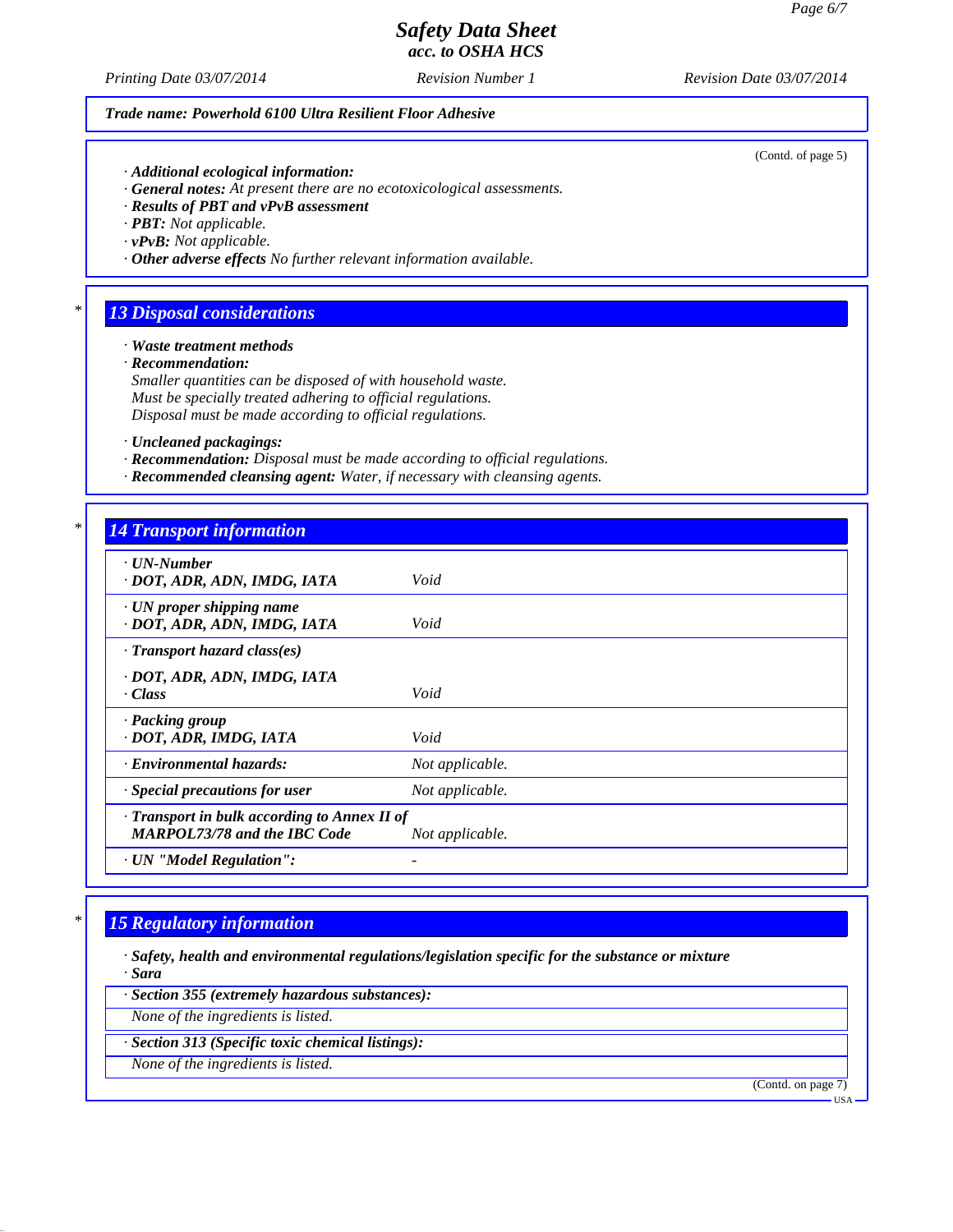**Trade name: Powerhold 6100 Ultra Resilient Floor Adhesive**

(Contd. of page 5)

· ***Additional ecological information:***
· ***General notes:*** *At present there are no ecotoxicological assessments.*
· ***Results of PBT and vPvB assessment***
· ***PBT:*** *Not applicable.*
· ***vPvB:*** *Not applicable.*
· ***Other adverse effects*** *No further relevant information available.*

## 13 Disposal considerations

· ***Waste treatment methods***
· ***Recommendation:***
*Smaller quantities can be disposed of with household waste.*
*Must be specially treated adhering to official regulations.*
*Disposal must be made according to official regulations.*

· ***Uncleaned packagings:***
· ***Recommendation:*** *Disposal must be made according to official regulations.*
· ***Recommended cleansing agent:*** *Water, if necessary with cleansing agents.*

## 14 Transport information

| | |
|---|---|
| · ***UN-Number*** · ***DOT, ADR, ADN, IMDG, IATA*** | *Void* |
| · ***UN proper shipping name*** · ***DOT, ADR, ADN, IMDG, IATA*** | *Void* |
| · ***Transport hazard class(es)*** · ***DOT, ADR, ADN, IMDG, IATA*** · ***Class*** | *Void* |
| · ***Packing group*** · ***DOT, ADR, IMDG, IATA*** | *Void* |
| · ***Environmental hazards:*** | *Not applicable.* |
| · ***Special precautions for user*** | *Not applicable.* |
| · ***Transport in bulk according to Annex II of MARPOL73/78 and the IBC Code*** | *Not applicable.* |
| · ***UN "Model Regulation":*** | - |

## 15 Regulatory information

· ***Safety, health and environmental regulations/legislation specific for the substance or mixture***
· ***Sara***

· ***Section 355 (extremely hazardous substances):***
*None of the ingredients is listed.*

· ***Section 313 (Specific toxic chemical listings):***
*None of the ingredients is listed.*

(Contd. on page 7)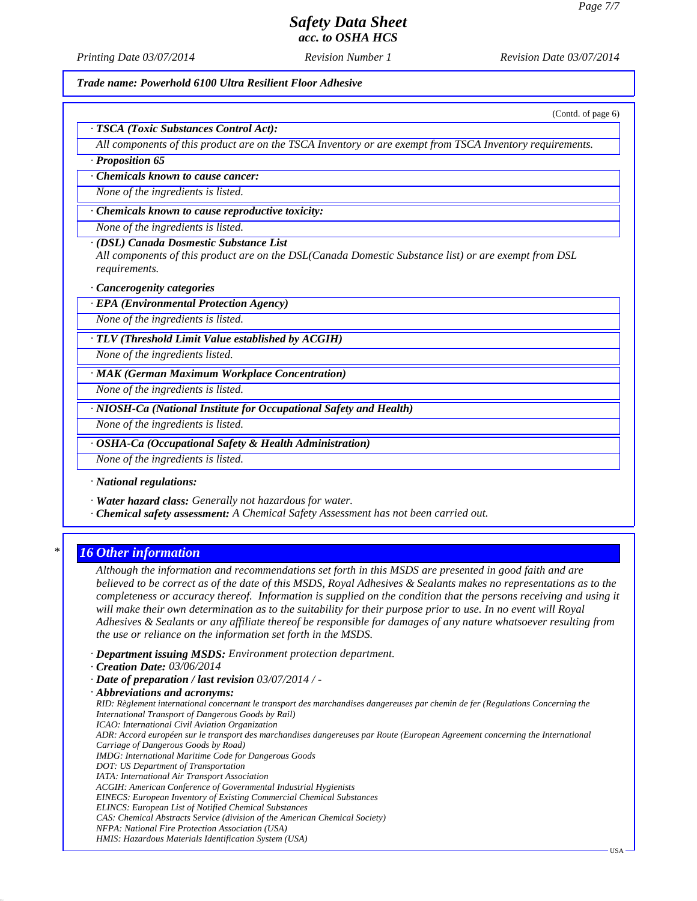(Contd. of page 6)

· **TSCA (Toxic Substances Control Act):**

*All components of this product are on the TSCA Inventory or are exempt from TSCA Inventory requirements.*

· **Proposition 65**

· **Chemicals known to cause cancer:**

*None of the ingredients is listed.*

· **Chemicals known to cause reproductive toxicity:**

*None of the ingredients is listed.*

· **(DSL) Canada Dosmestic Substance List**

*All components of this product are on the DSL(Canada Domestic Substance list) or are exempt from DSL requirements.*

· **Cancerogenity categories**

· **EPA (Environmental Protection Agency)**

*None of the ingredients is listed.*

· **TLV (Threshold Limit Value established by ACGIH)**

*None of the ingredients listed.*

· **MAK (German Maximum Workplace Concentration)**

*None of the ingredients is listed.*

· **NIOSH-Ca (National Institute for Occupational Safety and Health)**

*None of the ingredients is listed.*

· **OSHA-Ca (Occupational Safety & Health Administration)**

*None of the ingredients is listed.*

· **National regulations:**

· **Water hazard class:** *Generally not hazardous for water.*

· **Chemical safety assessment:** *A Chemical Safety Assessment has not been carried out.*

## 16 Other information

*Although the information and recommendations set forth in this MSDS are presented in good faith and are believed to be correct as of the date of this MSDS, Royal Adhesives & Sealants makes no representations as to the completeness or accuracy thereof. Information is supplied on the condition that the persons receiving and using it will make their own determination as to the suitability for their purpose prior to use. In no event will Royal Adhesives & Sealants or any affiliate thereof be responsible for damages of any nature whatsoever resulting from the use or reliance on the information set forth in the MSDS.*

· **Department issuing MSDS:** *Environment protection department.*

· **Creation Date:** *03/06/2014*

· **Date of preparation / last revision** *03/07/2014 / -*

· **Abbreviations and acronyms:**

*RID: Règlement international concernant le transport des marchandises dangereuses par chemin de fer (Regulations Concerning the International Transport of Dangerous Goods by Rail)*

*ICAO: International Civil Aviation Organization*

*ADR: Accord européen sur le transport des marchandises dangereuses par Route (European Agreement concerning the International Carriage of Dangerous Goods by Road)*

*IMDG: International Maritime Code for Dangerous Goods*

*DOT: US Department of Transportation*

*IATA: International Air Transport Association*

*ACGIH: American Conference of Governmental Industrial Hygienists*

*EINECS: European Inventory of Existing Commercial Chemical Substances*

*ELINCS: European List of Notified Chemical Substances*

*CAS: Chemical Abstracts Service (division of the American Chemical Society)*

*NFPA: National Fire Protection Association (USA)*

*HMIS: Hazardous Materials Identification System (USA)*